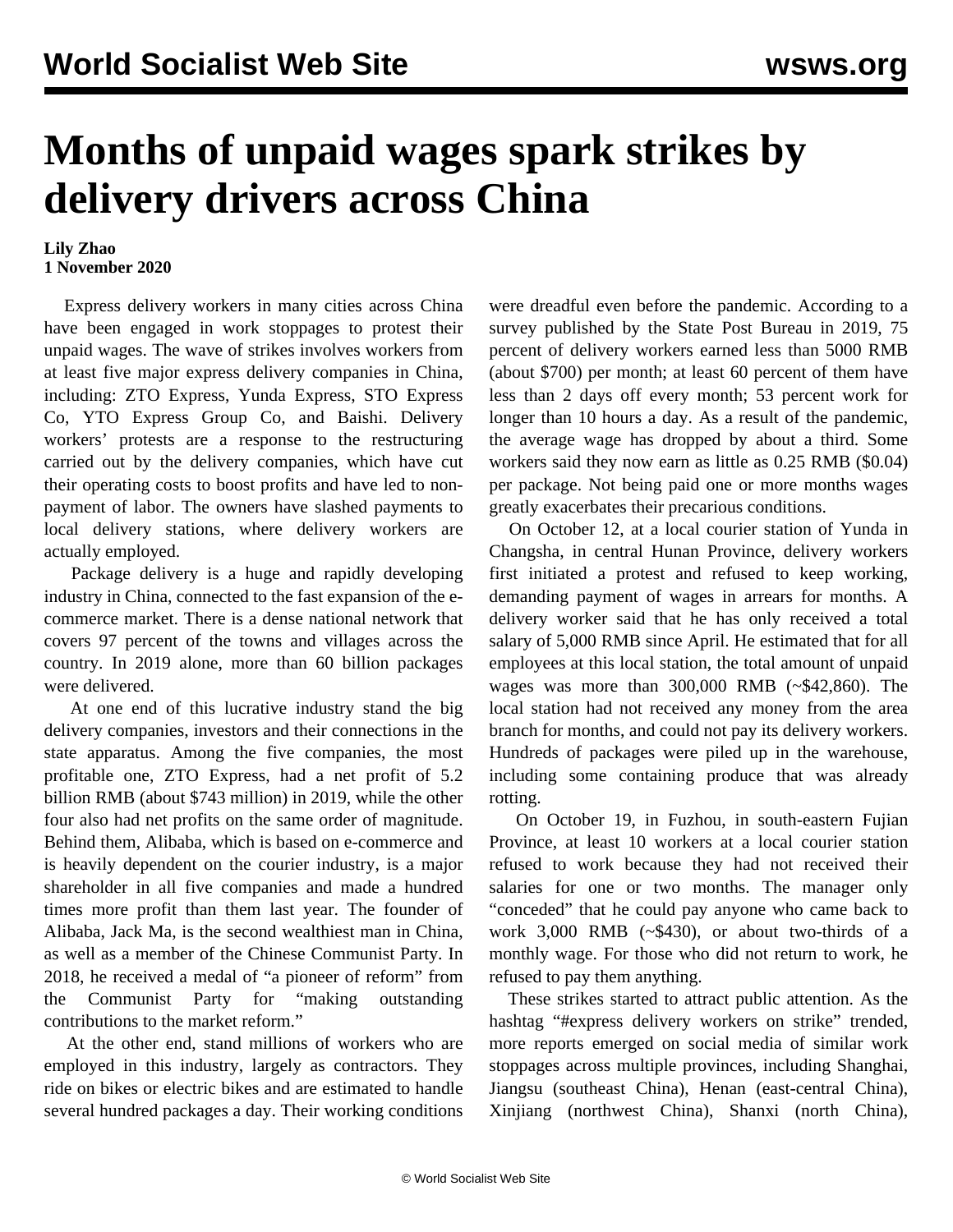# Months of unpaid wages spark strikes by delivery drivers across China

**Lily Zhao**
**1 November 2020**

Express delivery workers in many cities across China have been engaged in work stoppages to protest their unpaid wages. The wave of strikes involves workers from at least five major express delivery companies in China, including: ZTO Express, Yunda Express, STO Express Co, YTO Express Group Co, and Baishi. Delivery workers' protests are a response to the restructuring carried out by the delivery companies, which have cut their operating costs to boost profits and have led to non-payment of labor. The owners have slashed payments to local delivery stations, where delivery workers are actually employed.

Package delivery is a huge and rapidly developing industry in China, connected to the fast expansion of the e-commerce market. There is a dense national network that covers 97 percent of the towns and villages across the country. In 2019 alone, more than 60 billion packages were delivered.

At one end of this lucrative industry stand the big delivery companies, investors and their connections in the state apparatus. Among the five companies, the most profitable one, ZTO Express, had a net profit of 5.2 billion RMB (about $743 million) in 2019, while the other four also had net profits on the same order of magnitude. Behind them, Alibaba, which is based on e-commerce and is heavily dependent on the courier industry, is a major shareholder in all five companies and made a hundred times more profit than them last year. The founder of Alibaba, Jack Ma, is the second wealthiest man in China, as well as a member of the Chinese Communist Party. In 2018, he received a medal of "a pioneer of reform" from the Communist Party for "making outstanding contributions to the market reform."

At the other end, stand millions of workers who are employed in this industry, largely as contractors. They ride on bikes or electric bikes and are estimated to handle several hundred packages a day. Their working conditions were dreadful even before the pandemic. According to a survey published by the State Post Bureau in 2019, 75 percent of delivery workers earned less than 5000 RMB (about $700) per month; at least 60 percent of them have less than 2 days off every month; 53 percent work for longer than 10 hours a day. As a result of the pandemic, the average wage has dropped by about a third. Some workers said they now earn as little as 0.25 RMB ($0.04) per package. Not being paid one or more months wages greatly exacerbates their precarious conditions.

On October 12, at a local courier station of Yunda in Changsha, in central Hunan Province, delivery workers first initiated a protest and refused to keep working, demanding payment of wages in arrears for months. A delivery worker said that he has only received a total salary of 5,000 RMB since April. He estimated that for all employees at this local station, the total amount of unpaid wages was more than 300,000 RMB (~$42,860). The local station had not received any money from the area branch for months, and could not pay its delivery workers. Hundreds of packages were piled up in the warehouse, including some containing produce that was already rotting.

On October 19, in Fuzhou, in south-eastern Fujian Province, at least 10 workers at a local courier station refused to work because they had not received their salaries for one or two months. The manager only "conceded" that he could pay anyone who came back to work 3,000 RMB (~$430), or about two-thirds of a monthly wage. For those who did not return to work, he refused to pay them anything.

These strikes started to attract public attention. As the hashtag "#express delivery workers on strike" trended, more reports emerged on social media of similar work stoppages across multiple provinces, including Shanghai, Jiangsu (southeast China), Henan (east-central China), Xinjiang (northwest China), Shanxi (north China),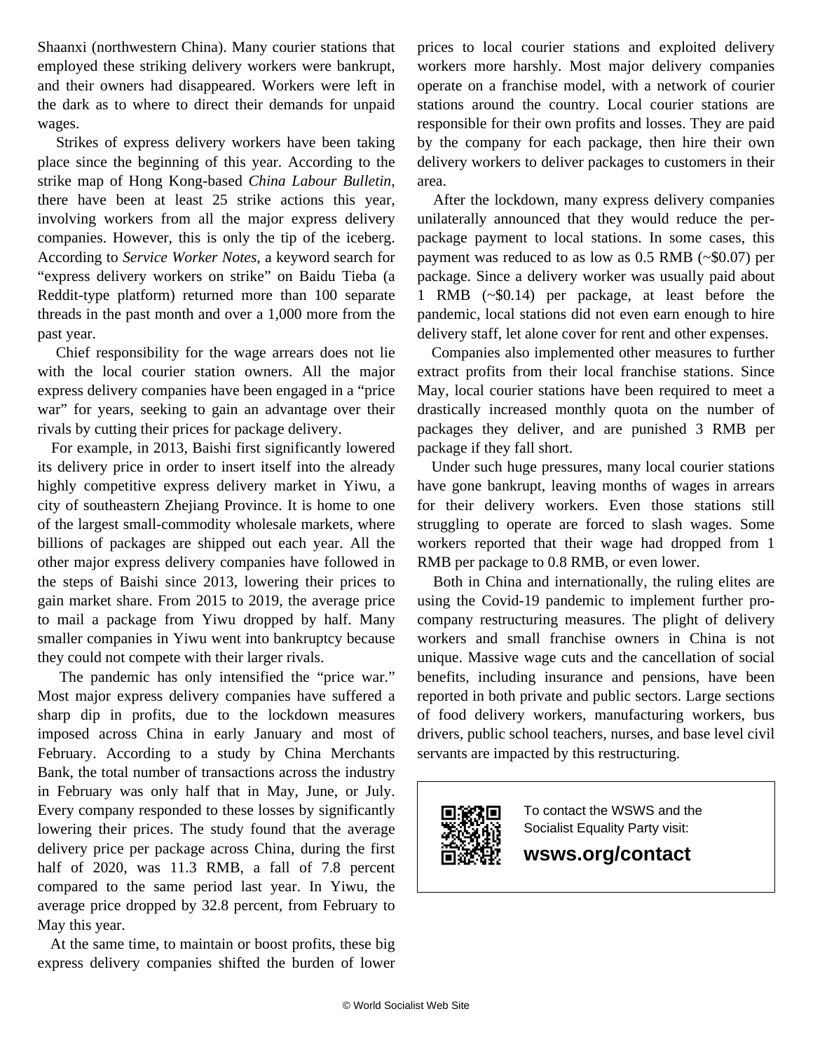Shaanxi (northwestern China). Many courier stations that employed these striking delivery workers were bankrupt, and their owners had disappeared. Workers were left in the dark as to where to direct their demands for unpaid wages.

Strikes of express delivery workers have been taking place since the beginning of this year. According to the strike map of Hong Kong-based *China Labour Bulletin*, there have been at least 25 strike actions this year, involving workers from all the major express delivery companies. However, this is only the tip of the iceberg. According to *Service Worker Notes*, a keyword search for "express delivery workers on strike" on Baidu Tieba (a Reddit-type platform) returned more than 100 separate threads in the past month and over a 1,000 more from the past year.

Chief responsibility for the wage arrears does not lie with the local courier station owners. All the major express delivery companies have been engaged in a "price war" for years, seeking to gain an advantage over their rivals by cutting their prices for package delivery.

For example, in 2013, Baishi first significantly lowered its delivery price in order to insert itself into the already highly competitive express delivery market in Yiwu, a city of southeastern Zhejiang Province. It is home to one of the largest small-commodity wholesale markets, where billions of packages are shipped out each year. All the other major express delivery companies have followed in the steps of Baishi since 2013, lowering their prices to gain market share. From 2015 to 2019, the average price to mail a package from Yiwu dropped by half. Many smaller companies in Yiwu went into bankruptcy because they could not compete with their larger rivals.

The pandemic has only intensified the "price war." Most major express delivery companies have suffered a sharp dip in profits, due to the lockdown measures imposed across China in early January and most of February. According to a study by China Merchants Bank, the total number of transactions across the industry in February was only half that in May, June, or July. Every company responded to these losses by significantly lowering their prices. The study found that the average delivery price per package across China, during the first half of 2020, was 11.3 RMB, a fall of 7.8 percent compared to the same period last year. In Yiwu, the average price dropped by 32.8 percent, from February to May this year.

At the same time, to maintain or boost profits, these big express delivery companies shifted the burden of lower prices to local courier stations and exploited delivery workers more harshly. Most major delivery companies operate on a franchise model, with a network of courier stations around the country. Local courier stations are responsible for their own profits and losses. They are paid by the company for each package, then hire their own delivery workers to deliver packages to customers in their area.

After the lockdown, many express delivery companies unilaterally announced that they would reduce the per-package payment to local stations. In some cases, this payment was reduced to as low as 0.5 RMB (~$0.07) per package. Since a delivery worker was usually paid about 1 RMB (~$0.14) per package, at least before the pandemic, local stations did not even earn enough to hire delivery staff, let alone cover for rent and other expenses.

Companies also implemented other measures to further extract profits from their local franchise stations. Since May, local courier stations have been required to meet a drastically increased monthly quota on the number of packages they deliver, and are punished 3 RMB per package if they fall short.

Under such huge pressures, many local courier stations have gone bankrupt, leaving months of wages in arrears for their delivery workers. Even those stations still struggling to operate are forced to slash wages. Some workers reported that their wage had dropped from 1 RMB per package to 0.8 RMB, or even lower.

Both in China and internationally, the ruling elites are using the Covid-19 pandemic to implement further pro-company restructuring measures. The plight of delivery workers and small franchise owners in China is not unique. Massive wage cuts and the cancellation of social benefits, including insurance and pensions, have been reported in both private and public sectors. Large sections of food delivery workers, manufacturing workers, bus drivers, public school teachers, nurses, and base level civil servants are impacted by this restructuring.

To contact the WSWS and the Socialist Equality Party visit:

**wsws.org/contact**